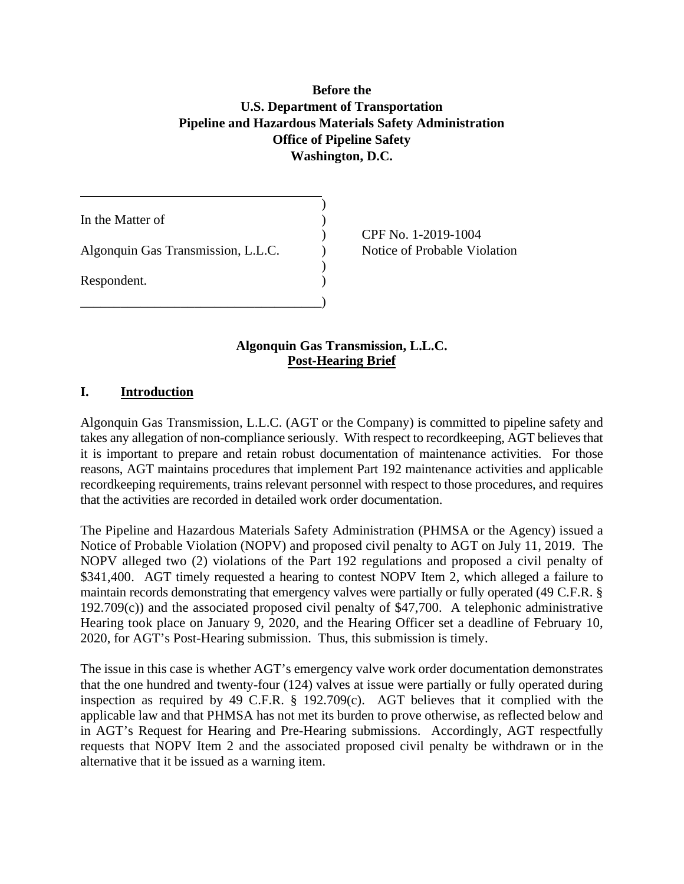**Before the**
**U.S. Department of Transportation**
**Pipeline and Hazardous Materials Safety Administration**
**Office of Pipeline Safety**
**Washington, D.C.**

| | | |
|---|---|---|
| In the Matter of | ) | |
| | ) | CPF No. 1-2019-1004 |
| Algonquin Gas Transmission, L.L.C. | ) | Notice of Probable Violation |
| | ) | |
| Respondent. | ) | |
| | ) | |

**Algonquin Gas Transmission, L.L.C.**
**Post-Hearing Brief**

## I. Introduction

Algonquin Gas Transmission, L.L.C. (AGT or the Company) is committed to pipeline safety and takes any allegation of non-compliance seriously. With respect to recordkeeping, AGT believes that it is important to prepare and retain robust documentation of maintenance activities. For those reasons, AGT maintains procedures that implement Part 192 maintenance activities and applicable recordkeeping requirements, trains relevant personnel with respect to those procedures, and requires that the activities are recorded in detailed work order documentation.

The Pipeline and Hazardous Materials Safety Administration (PHMSA or the Agency) issued a Notice of Probable Violation (NOPV) and proposed civil penalty to AGT on July 11, 2019. The NOPV alleged two (2) violations of the Part 192 regulations and proposed a civil penalty of $341,400. AGT timely requested a hearing to contest NOPV Item 2, which alleged a failure to maintain records demonstrating that emergency valves were partially or fully operated (49 C.F.R. § 192.709(c)) and the associated proposed civil penalty of $47,700. A telephonic administrative Hearing took place on January 9, 2020, and the Hearing Officer set a deadline of February 10, 2020, for AGT's Post-Hearing submission. Thus, this submission is timely.

The issue in this case is whether AGT's emergency valve work order documentation demonstrates that the one hundred and twenty-four (124) valves at issue were partially or fully operated during inspection as required by 49 C.F.R. § 192.709(c). AGT believes that it complied with the applicable law and that PHMSA has not met its burden to prove otherwise, as reflected below and in AGT's Request for Hearing and Pre-Hearing submissions. Accordingly, AGT respectfully requests that NOPV Item 2 and the associated proposed civil penalty be withdrawn or in the alternative that it be issued as a warning item.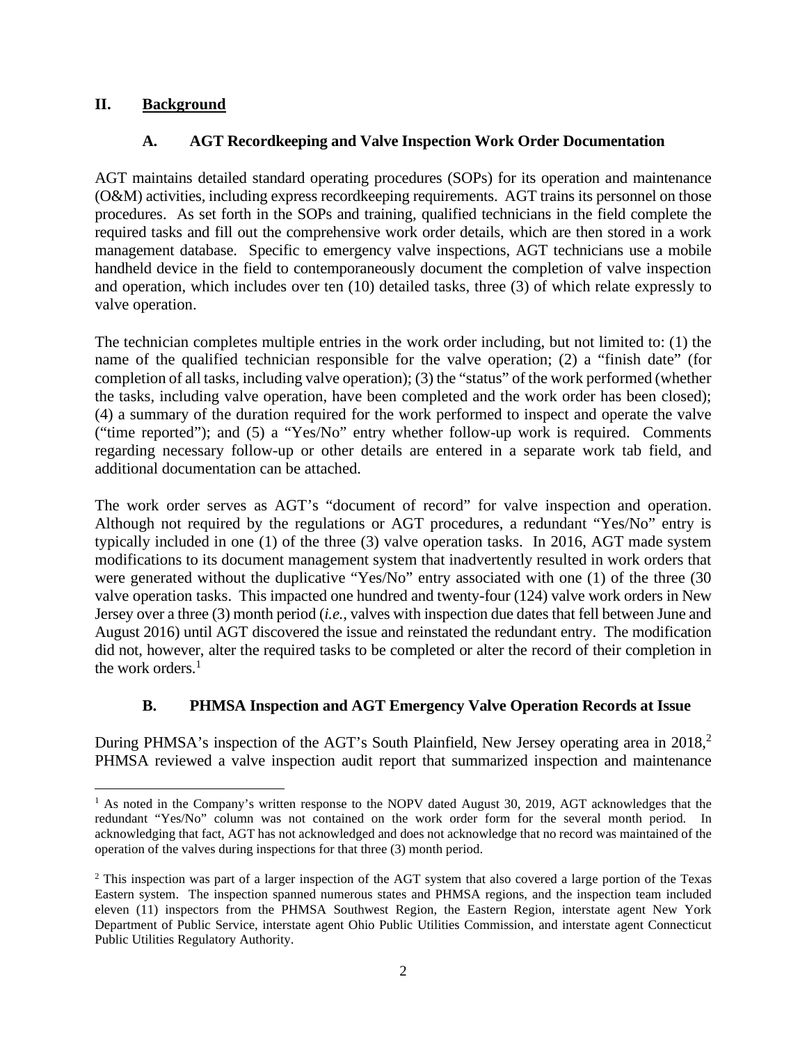## II. Background

### A. AGT Recordkeeping and Valve Inspection Work Order Documentation

AGT maintains detailed standard operating procedures (SOPs) for its operation and maintenance (O&M) activities, including express recordkeeping requirements. AGT trains its personnel on those procedures. As set forth in the SOPs and training, qualified technicians in the field complete the required tasks and fill out the comprehensive work order details, which are then stored in a work management database. Specific to emergency valve inspections, AGT technicians use a mobile handheld device in the field to contemporaneously document the completion of valve inspection and operation, which includes over ten (10) detailed tasks, three (3) of which relate expressly to valve operation.

The technician completes multiple entries in the work order including, but not limited to: (1) the name of the qualified technician responsible for the valve operation; (2) a "finish date" (for completion of all tasks, including valve operation); (3) the "status" of the work performed (whether the tasks, including valve operation, have been completed and the work order has been closed); (4) a summary of the duration required for the work performed to inspect and operate the valve ("time reported"); and (5) a "Yes/No" entry whether follow-up work is required. Comments regarding necessary follow-up or other details are entered in a separate work tab field, and additional documentation can be attached.

The work order serves as AGT's "document of record" for valve inspection and operation. Although not required by the regulations or AGT procedures, a redundant "Yes/No" entry is typically included in one (1) of the three (3) valve operation tasks. In 2016, AGT made system modifications to its document management system that inadvertently resulted in work orders that were generated without the duplicative "Yes/No" entry associated with one (1) of the three (30 valve operation tasks. This impacted one hundred and twenty-four (124) valve work orders in New Jersey over a three (3) month period (*i.e.*, valves with inspection due dates that fell between June and August 2016) until AGT discovered the issue and reinstated the redundant entry. The modification did not, however, alter the required tasks to be completed or alter the record of their completion in the work orders.[1]

### B. PHMSA Inspection and AGT Emergency Valve Operation Records at Issue

During PHMSA's inspection of the AGT's South Plainfield, New Jersey operating area in 2018,[2] PHMSA reviewed a valve inspection audit report that summarized inspection and maintenance

---

[1] As noted in the Company's written response to the NOPV dated August 30, 2019, AGT acknowledges that the redundant "Yes/No" column was not contained on the work order form for the several month period. In acknowledging that fact, AGT has not acknowledged and does not acknowledge that no record was maintained of the operation of the valves during inspections for that three (3) month period.

[2] This inspection was part of a larger inspection of the AGT system that also covered a large portion of the Texas Eastern system. The inspection spanned numerous states and PHMSA regions, and the inspection team included eleven (11) inspectors from the PHMSA Southwest Region, the Eastern Region, interstate agent New York Department of Public Service, interstate agent Ohio Public Utilities Commission, and interstate agent Connecticut Public Utilities Regulatory Authority.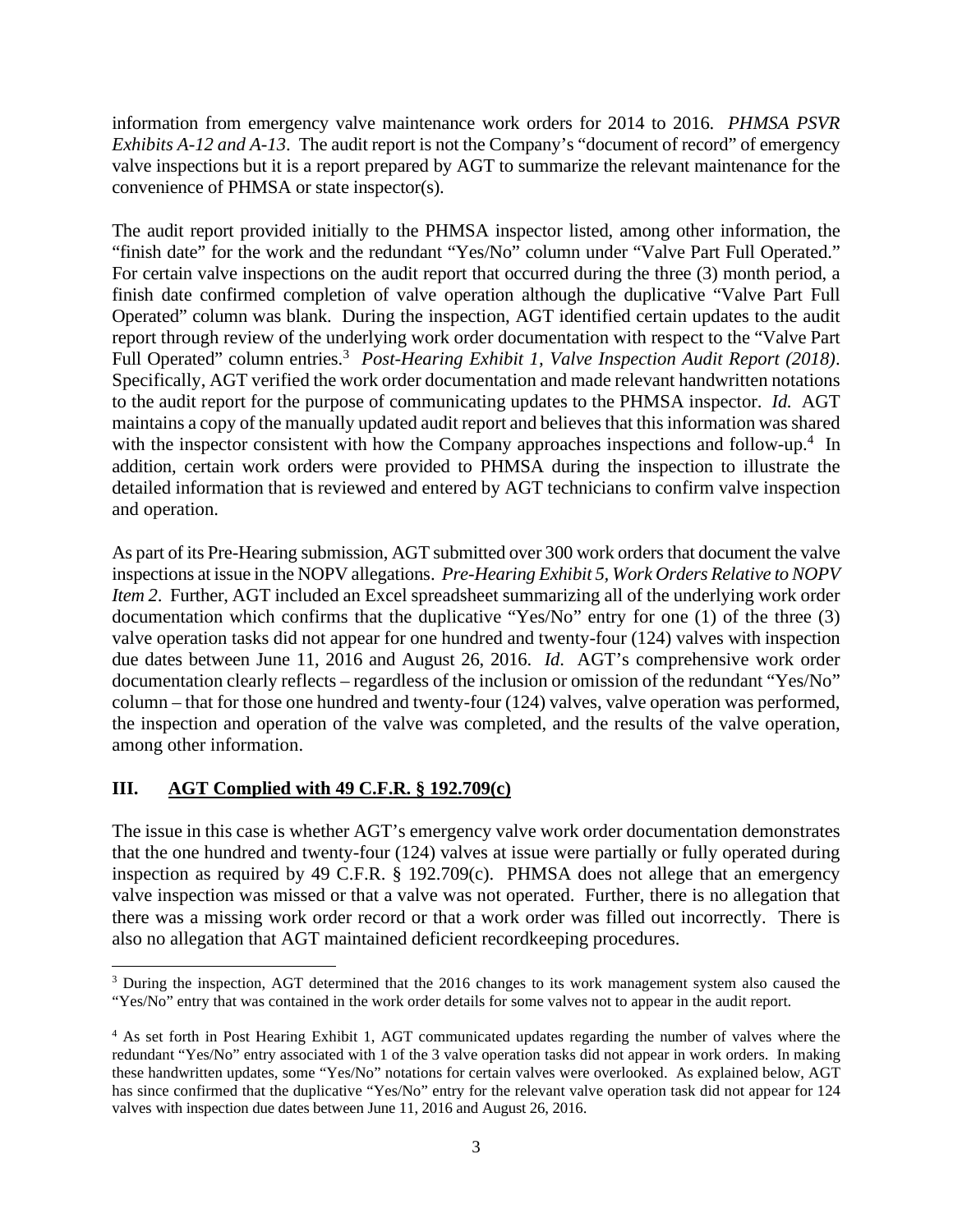information from emergency valve maintenance work orders for 2014 to 2016. *PHMSA PSVR Exhibits A-12 and A-13*. The audit report is not the Company's "document of record" of emergency valve inspections but it is a report prepared by AGT to summarize the relevant maintenance for the convenience of PHMSA or state inspector(s).

The audit report provided initially to the PHMSA inspector listed, among other information, the "finish date" for the work and the redundant "Yes/No" column under "Valve Part Full Operated." For certain valve inspections on the audit report that occurred during the three (3) month period, a finish date confirmed completion of valve operation although the duplicative "Valve Part Full Operated" column was blank. During the inspection, AGT identified certain updates to the audit report through review of the underlying work order documentation with respect to the "Valve Part Full Operated" column entries.[3] *Post-Hearing Exhibit 1, Valve Inspection Audit Report (2018)*. Specifically, AGT verified the work order documentation and made relevant handwritten notations to the audit report for the purpose of communicating updates to the PHMSA inspector. *Id.* AGT maintains a copy of the manually updated audit report and believes that this information was shared with the inspector consistent with how the Company approaches inspections and follow-up.[4] In addition, certain work orders were provided to PHMSA during the inspection to illustrate the detailed information that is reviewed and entered by AGT technicians to confirm valve inspection and operation.

As part of its Pre-Hearing submission, AGT submitted over 300 work orders that document the valve inspections at issue in the NOPV allegations. *Pre-Hearing Exhibit 5, Work Orders Relative to NOPV Item 2*. Further, AGT included an Excel spreadsheet summarizing all of the underlying work order documentation which confirms that the duplicative "Yes/No" entry for one (1) of the three (3) valve operation tasks did not appear for one hundred and twenty-four (124) valves with inspection due dates between June 11, 2016 and August 26, 2016. *Id.* AGT's comprehensive work order documentation clearly reflects – regardless of the inclusion or omission of the redundant "Yes/No" column – that for those one hundred and twenty-four (124) valves, valve operation was performed, the inspection and operation of the valve was completed, and the results of the valve operation, among other information.

## III. AGT Complied with 49 C.F.R. § 192.709(c)

The issue in this case is whether AGT's emergency valve work order documentation demonstrates that the one hundred and twenty-four (124) valves at issue were partially or fully operated during inspection as required by 49 C.F.R. § 192.709(c). PHMSA does not allege that an emergency valve inspection was missed or that a valve was not operated. Further, there is no allegation that there was a missing work order record or that a work order was filled out incorrectly. There is also no allegation that AGT maintained deficient recordkeeping procedures.

---

[3] During the inspection, AGT determined that the 2016 changes to its work management system also caused the "Yes/No" entry that was contained in the work order details for some valves not to appear in the audit report.

[4] As set forth in Post Hearing Exhibit 1, AGT communicated updates regarding the number of valves where the redundant "Yes/No" entry associated with 1 of the 3 valve operation tasks did not appear in work orders. In making these handwritten updates, some "Yes/No" notations for certain valves were overlooked. As explained below, AGT has since confirmed that the duplicative "Yes/No" entry for the relevant valve operation task did not appear for 124 valves with inspection due dates between June 11, 2016 and August 26, 2016.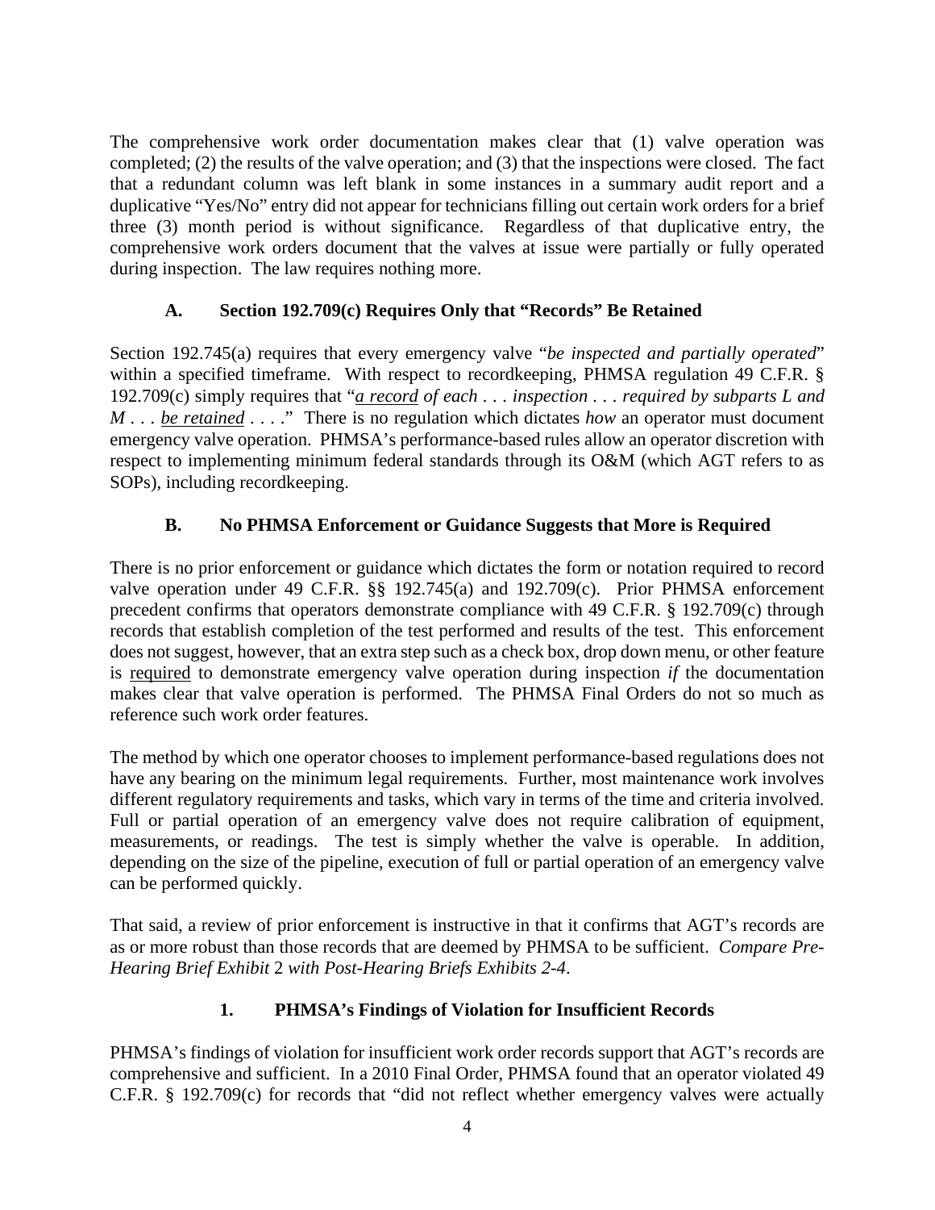The comprehensive work order documentation makes clear that (1) valve operation was completed; (2) the results of the valve operation; and (3) that the inspections were closed. The fact that a redundant column was left blank in some instances in a summary audit report and a duplicative "Yes/No" entry did not appear for technicians filling out certain work orders for a brief three (3) month period is without significance. Regardless of that duplicative entry, the comprehensive work orders document that the valves at issue were partially or fully operated during inspection. The law requires nothing more.

### A. Section 192.709(c) Requires Only that "Records" Be Retained

Section 192.745(a) requires that every emergency valve "*be inspected and partially operated*" within a specified timeframe. With respect to recordkeeping, PHMSA regulation 49 C.F.R. § 192.709(c) simply requires that "*<u>a record</u> of each . . . inspection . . . required by subparts L and M . . . <u>be retained</u> . . . .*" There is no regulation which dictates *how* an operator must document emergency valve operation. PHMSA's performance-based rules allow an operator discretion with respect to implementing minimum federal standards through its O&M (which AGT refers to as SOPs), including recordkeeping.

### B. No PHMSA Enforcement or Guidance Suggests that More is Required

There is no prior enforcement or guidance which dictates the form or notation required to record valve operation under 49 C.F.R. §§ 192.745(a) and 192.709(c). Prior PHMSA enforcement precedent confirms that operators demonstrate compliance with 49 C.F.R. § 192.709(c) through records that establish completion of the test performed and results of the test. This enforcement does not suggest, however, that an extra step such as a check box, drop down menu, or other feature is <u>required</u> to demonstrate emergency valve operation during inspection *if* the documentation makes clear that valve operation is performed. The PHMSA Final Orders do not so much as reference such work order features.

The method by which one operator chooses to implement performance-based regulations does not have any bearing on the minimum legal requirements. Further, most maintenance work involves different regulatory requirements and tasks, which vary in terms of the time and criteria involved. Full or partial operation of an emergency valve does not require calibration of equipment, measurements, or readings. The test is simply whether the valve is operable. In addition, depending on the size of the pipeline, execution of full or partial operation of an emergency valve can be performed quickly.

That said, a review of prior enforcement is instructive in that it confirms that AGT's records are as or more robust than those records that are deemed by PHMSA to be sufficient. *Compare Pre-Hearing Brief Exhibit* 2 *with Post-Hearing Briefs Exhibits 2-4*.

#### 1. PHMSA's Findings of Violation for Insufficient Records

PHMSA's findings of violation for insufficient work order records support that AGT's records are comprehensive and sufficient. In a 2010 Final Order, PHMSA found that an operator violated 49 C.F.R. § 192.709(c) for records that "did not reflect whether emergency valves were actually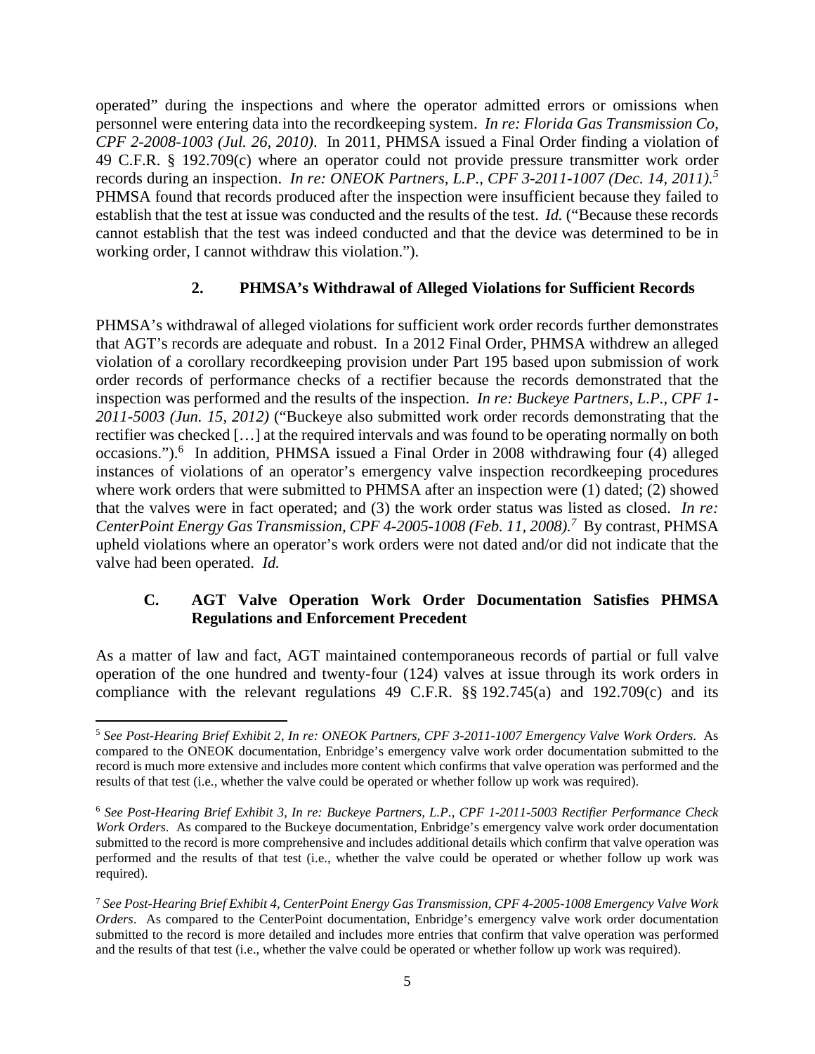operated" during the inspections and where the operator admitted errors or omissions when personnel were entering data into the recordkeeping system. *In re: Florida Gas Transmission Co, CPF 2-2008-1003 (Jul. 26, 2010)*. In 2011, PHMSA issued a Final Order finding a violation of 49 C.F.R. § 192.709(c) where an operator could not provide pressure transmitter work order records during an inspection. *In re: ONEOK Partners, L.P., CPF 3-2011-1007 (Dec. 14, 2011).*[5] PHMSA found that records produced after the inspection were insufficient because they failed to establish that the test at issue was conducted and the results of the test. *Id.* ("Because these records cannot establish that the test was indeed conducted and that the device was determined to be in working order, I cannot withdraw this violation.").

### 2. PHMSA's Withdrawal of Alleged Violations for Sufficient Records

PHMSA's withdrawal of alleged violations for sufficient work order records further demonstrates that AGT's records are adequate and robust. In a 2012 Final Order, PHMSA withdrew an alleged violation of a corollary recordkeeping provision under Part 195 based upon submission of work order records of performance checks of a rectifier because the records demonstrated that the inspection was performed and the results of the inspection. *In re: Buckeye Partners, L.P., CPF 1-2011-5003 (Jun. 15, 2012)* ("Buckeye also submitted work order records demonstrating that the rectifier was checked […] at the required intervals and was found to be operating normally on both occasions.").[6] In addition, PHMSA issued a Final Order in 2008 withdrawing four (4) alleged instances of violations of an operator's emergency valve inspection recordkeeping procedures where work orders that were submitted to PHMSA after an inspection were (1) dated; (2) showed that the valves were in fact operated; and (3) the work order status was listed as closed. *In re: CenterPoint Energy Gas Transmission, CPF 4-2005-1008 (Feb. 11, 2008).*[7] By contrast, PHMSA upheld violations where an operator's work orders were not dated and/or did not indicate that the valve had been operated. *Id.*

## C. AGT Valve Operation Work Order Documentation Satisfies PHMSA Regulations and Enforcement Precedent

As a matter of law and fact, AGT maintained contemporaneous records of partial or full valve operation of the one hundred and twenty-four (124) valves at issue through its work orders in compliance with the relevant regulations 49 C.F.R. §§ 192.745(a) and 192.709(c) and its

---

[5] *See Post-Hearing Brief Exhibit 2, In re: ONEOK Partners, CPF 3-2011-1007 Emergency Valve Work Orders*. As compared to the ONEOK documentation, Enbridge's emergency valve work order documentation submitted to the record is much more extensive and includes more content which confirms that valve operation was performed and the results of that test (i.e., whether the valve could be operated or whether follow up work was required).

[6] *See Post-Hearing Brief Exhibit 3, In re: Buckeye Partners, L.P., CPF 1-2011-5003 Rectifier Performance Check Work Orders*. As compared to the Buckeye documentation, Enbridge's emergency valve work order documentation submitted to the record is more comprehensive and includes additional details which confirm that valve operation was performed and the results of that test (i.e., whether the valve could be operated or whether follow up work was required).

[7] *See Post-Hearing Brief Exhibit 4, CenterPoint Energy Gas Transmission, CPF 4-2005-1008 Emergency Valve Work Orders*. As compared to the CenterPoint documentation, Enbridge's emergency valve work order documentation submitted to the record is more detailed and includes more entries that confirm that valve operation was performed and the results of that test (i.e., whether the valve could be operated or whether follow up work was required).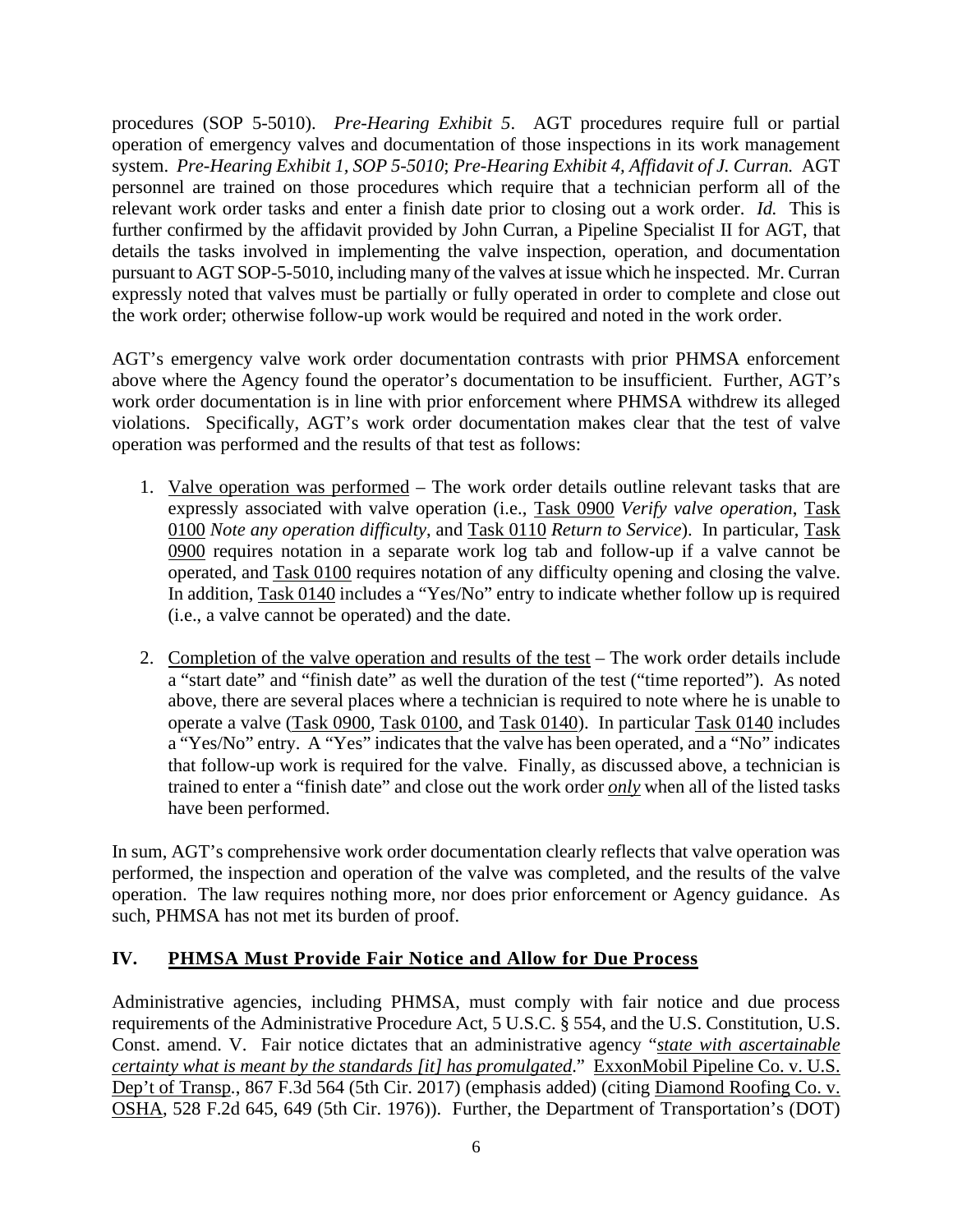procedures (SOP 5-5010). *Pre-Hearing Exhibit 5*. AGT procedures require full or partial operation of emergency valves and documentation of those inspections in its work management system. *Pre-Hearing Exhibit 1, SOP 5-5010*; *Pre-Hearing Exhibit 4, Affidavit of J. Curran.* AGT personnel are trained on those procedures which require that a technician perform all of the relevant work order tasks and enter a finish date prior to closing out a work order. *Id.* This is further confirmed by the affidavit provided by John Curran, a Pipeline Specialist II for AGT, that details the tasks involved in implementing the valve inspection, operation, and documentation pursuant to AGT SOP-5-5010, including many of the valves at issue which he inspected. Mr. Curran expressly noted that valves must be partially or fully operated in order to complete and close out the work order; otherwise follow-up work would be required and noted in the work order.

AGT's emergency valve work order documentation contrasts with prior PHMSA enforcement above where the Agency found the operator's documentation to be insufficient. Further, AGT's work order documentation is in line with prior enforcement where PHMSA withdrew its alleged violations. Specifically, AGT's work order documentation makes clear that the test of valve operation was performed and the results of that test as follows:

1. <u>Valve operation was performed</u> – The work order details outline relevant tasks that are expressly associated with valve operation (i.e., <u>Task 0900</u> *Verify valve operation*, <u>Task 0100</u> *Note any operation difficulty*, and <u>Task 0110</u> *Return to Service*). In particular, <u>Task 0900</u> requires notation in a separate work log tab and follow-up if a valve cannot be operated, and <u>Task 0100</u> requires notation of any difficulty opening and closing the valve. In addition, <u>Task 0140</u> includes a "Yes/No" entry to indicate whether follow up is required (i.e., a valve cannot be operated) and the date.

2. <u>Completion of the valve operation and results of the test</u> – The work order details include a "start date" and "finish date" as well the duration of the test ("time reported"). As noted above, there are several places where a technician is required to note where he is unable to operate a valve (<u>Task 0900</u>, <u>Task 0100</u>, and <u>Task 0140</u>). In particular <u>Task 0140</u> includes a "Yes/No" entry. A "Yes" indicates that the valve has been operated, and a "No" indicates that follow-up work is required for the valve. Finally, as discussed above, a technician is trained to enter a "finish date" and close out the work order ***<u>only</u>*** when all of the listed tasks have been performed.

In sum, AGT's comprehensive work order documentation clearly reflects that valve operation was performed, the inspection and operation of the valve was completed, and the results of the valve operation. The law requires nothing more, nor does prior enforcement or Agency guidance. As such, PHMSA has not met its burden of proof.

## IV. <u>PHMSA Must Provide Fair Notice and Allow for Due Process</u>

Administrative agencies, including PHMSA, must comply with fair notice and due process requirements of the Administrative Procedure Act, 5 U.S.C. § 554, and the U.S. Constitution, U.S. Const. amend. V. Fair notice dictates that an administrative agency "***<u>state with ascertainable certainty what is meant by the standards [it] has promulgated</u>***." <u>ExxonMobil Pipeline Co. v. U.S. Dep't of Transp.</u>, 867 F.3d 564 (5th Cir. 2017) (emphasis added) (citing <u>Diamond Roofing Co. v. OSHA</u>, 528 F.2d 645, 649 (5th Cir. 1976)). Further, the Department of Transportation's (DOT)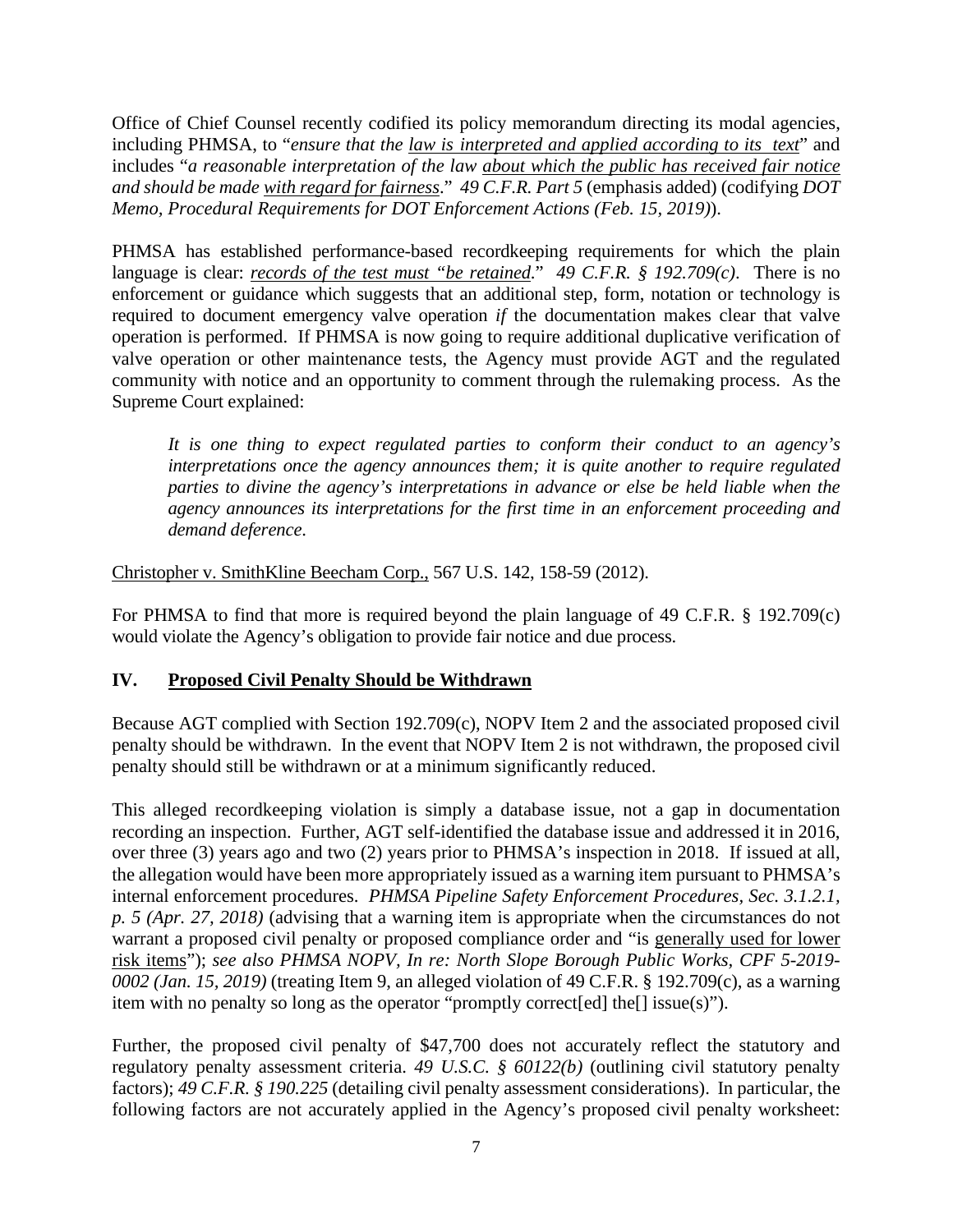Office of Chief Counsel recently codified its policy memorandum directing its modal agencies, including PHMSA, to "*ensure that the law is interpreted and applied according to its text*" and includes "*a reasonable interpretation of the law about which the public has received fair notice and should be made with regard for fairness*." *49 C.F.R. Part 5* (emphasis added) (codifying *DOT Memo, Procedural Requirements for DOT Enforcement Actions (Feb. 15, 2019)*).

PHMSA has established performance-based recordkeeping requirements for which the plain language is clear: *records of the test must "be retained*." *49 C.F.R. § 192.709(c)*. There is no enforcement or guidance which suggests that an additional step, form, notation or technology is required to document emergency valve operation *if* the documentation makes clear that valve operation is performed. If PHMSA is now going to require additional duplicative verification of valve operation or other maintenance tests, the Agency must provide AGT and the regulated community with notice and an opportunity to comment through the rulemaking process. As the Supreme Court explained:

> *It is one thing to expect regulated parties to conform their conduct to an agency's interpretations once the agency announces them; it is quite another to require regulated parties to divine the agency's interpretations in advance or else be held liable when the agency announces its interpretations for the first time in an enforcement proceeding and demand deference.*

Christopher v. SmithKline Beecham Corp., 567 U.S. 142, 158-59 (2012).

For PHMSA to find that more is required beyond the plain language of 49 C.F.R. § 192.709(c) would violate the Agency's obligation to provide fair notice and due process.

## IV. Proposed Civil Penalty Should be Withdrawn

Because AGT complied with Section 192.709(c), NOPV Item 2 and the associated proposed civil penalty should be withdrawn. In the event that NOPV Item 2 is not withdrawn, the proposed civil penalty should still be withdrawn or at a minimum significantly reduced.

This alleged recordkeeping violation is simply a database issue, not a gap in documentation recording an inspection. Further, AGT self-identified the database issue and addressed it in 2016, over three (3) years ago and two (2) years prior to PHMSA's inspection in 2018. If issued at all, the allegation would have been more appropriately issued as a warning item pursuant to PHMSA's internal enforcement procedures. *PHMSA Pipeline Safety Enforcement Procedures, Sec. 3.1.2.1, p. 5 (Apr. 27, 2018)* (advising that a warning item is appropriate when the circumstances do not warrant a proposed civil penalty or proposed compliance order and "is generally used for lower risk items"); *see also PHMSA NOPV, In re: North Slope Borough Public Works, CPF 5-2019-0002 (Jan. 15, 2019)* (treating Item 9, an alleged violation of 49 C.F.R. § 192.709(c), as a warning item with no penalty so long as the operator "promptly correct[ed] the[] issue(s)").

Further, the proposed civil penalty of $47,700 does not accurately reflect the statutory and regulatory penalty assessment criteria. *49 U.S.C. § 60122(b)* (outlining civil statutory penalty factors); *49 C.F.R. § 190.225* (detailing civil penalty assessment considerations). In particular, the following factors are not accurately applied in the Agency's proposed civil penalty worksheet: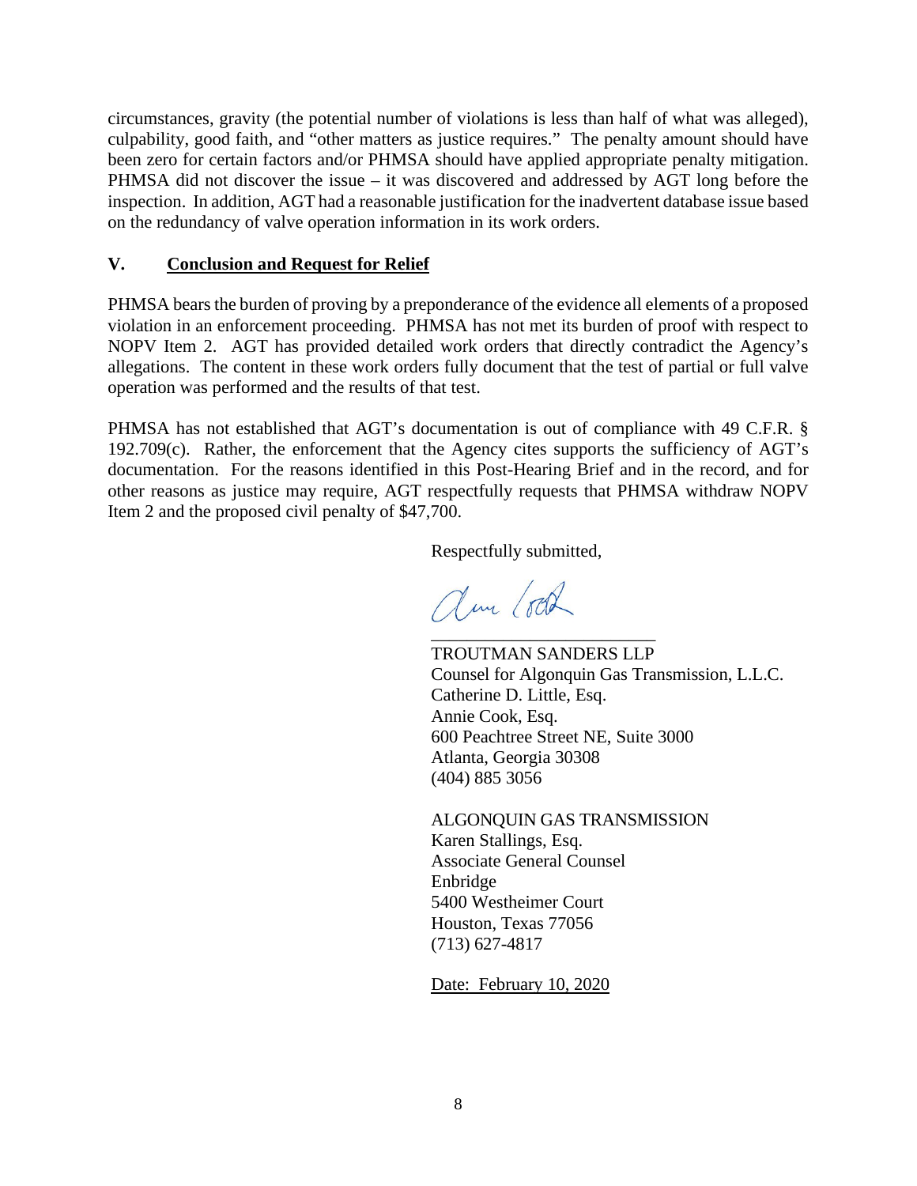circumstances, gravity (the potential number of violations is less than half of what was alleged), culpability, good faith, and "other matters as justice requires." The penalty amount should have been zero for certain factors and/or PHMSA should have applied appropriate penalty mitigation. PHMSA did not discover the issue – it was discovered and addressed by AGT long before the inspection. In addition, AGT had a reasonable justification for the inadvertent database issue based on the redundancy of valve operation information in its work orders.

## V. Conclusion and Request for Relief

PHMSA bears the burden of proving by a preponderance of the evidence all elements of a proposed violation in an enforcement proceeding. PHMSA has not met its burden of proof with respect to NOPV Item 2. AGT has provided detailed work orders that directly contradict the Agency's allegations. The content in these work orders fully document that the test of partial or full valve operation was performed and the results of that test.

PHMSA has not established that AGT's documentation is out of compliance with 49 C.F.R. § 192.709(c). Rather, the enforcement that the Agency cites supports the sufficiency of AGT's documentation. For the reasons identified in this Post-Hearing Brief and in the record, and for other reasons as justice may require, AGT respectfully requests that PHMSA withdraw NOPV Item 2 and the proposed civil penalty of $47,700.

Respectfully submitted,

\_\_\_\_\_\_\_\_\_\_\_\_\_\_\_\_\_\_\_\_\_\_\_\_\_\_

TROUTMAN SANDERS LLP
Counsel for Algonquin Gas Transmission, L.L.C.
Catherine D. Little, Esq.
Annie Cook, Esq.
600 Peachtree Street NE, Suite 3000
Atlanta, Georgia 30308
(404) 885 3056

ALGONQUIN GAS TRANSMISSION
Karen Stallings, Esq.
Associate General Counsel
Enbridge
5400 Westheimer Court
Houston, Texas 77056
(713) 627-4817

Date: February 10, 2020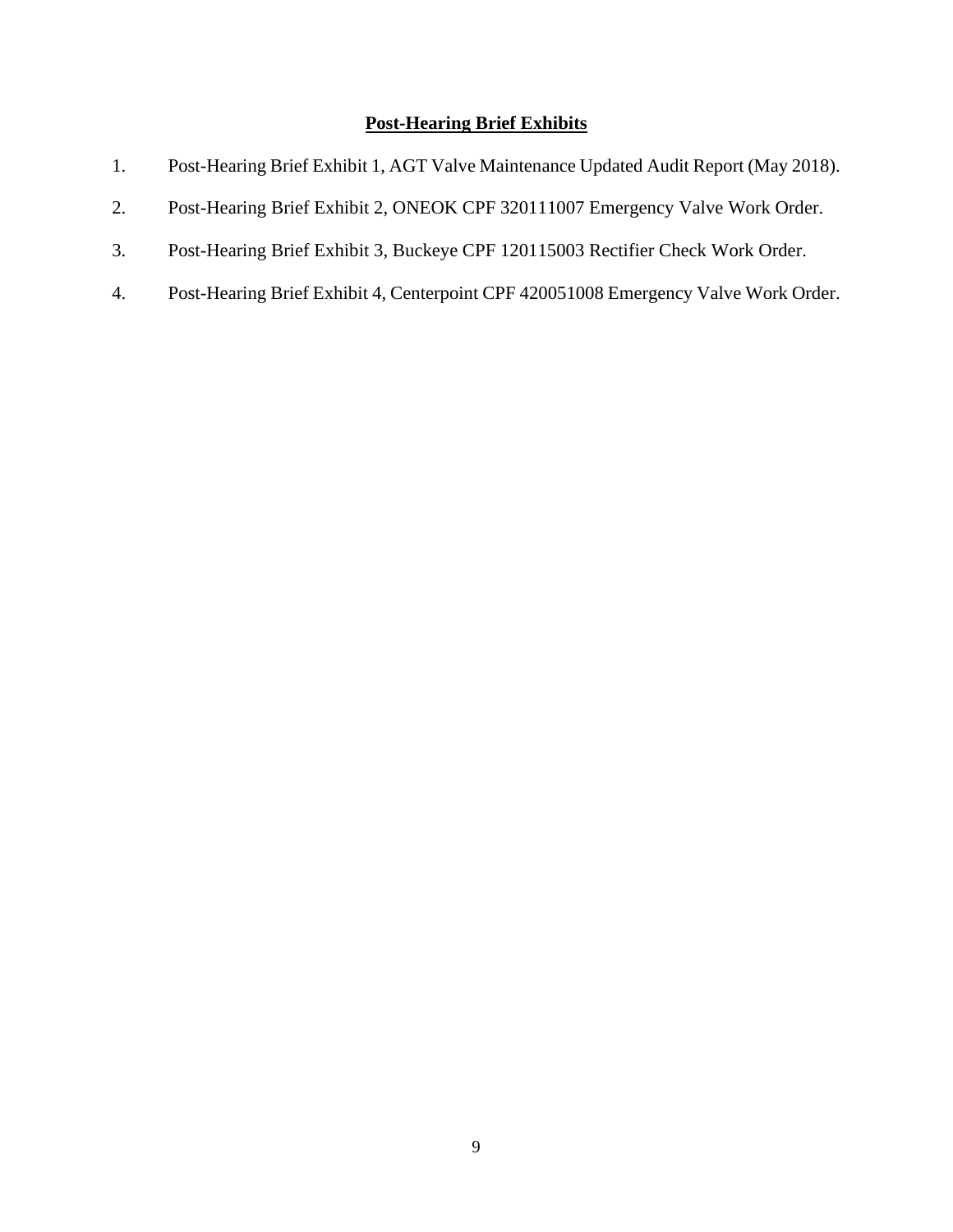**Post-Hearing Brief Exhibits**

1. Post-Hearing Brief Exhibit 1, AGT Valve Maintenance Updated Audit Report (May 2018).
2. Post-Hearing Brief Exhibit 2, ONEOK CPF 320111007 Emergency Valve Work Order.
3. Post-Hearing Brief Exhibit 3, Buckeye CPF 120115003 Rectifier Check Work Order.
4. Post-Hearing Brief Exhibit 4, Centerpoint CPF 420051008 Emergency Valve Work Order.